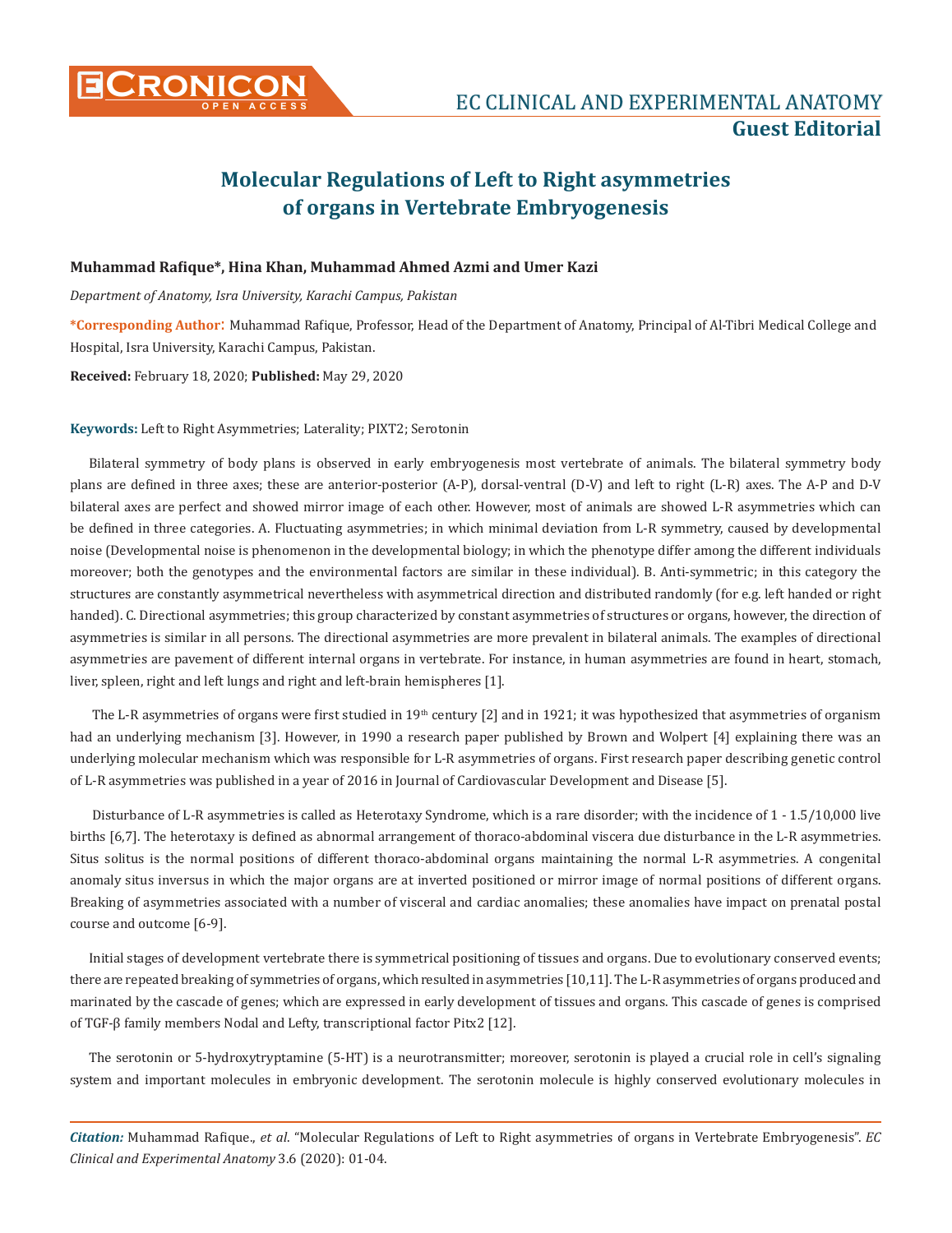# Molecular Regulations of Left to Right asymmetries of organs in Vertebrate Embryogenesis

**Muhammad Rafique\*, Hina Khan, Muhammad Ahmed Azmi and Umer Kazi**

*Department of Anatomy, Isra University, Karachi Campus, Pakistan*

**\*Corresponding Author:** Muhammad Rafique, Professor, Head of the Department of Anatomy, Principal of Al-Tibri Medical College and Hospital, Isra University, Karachi Campus, Pakistan.

**Received:** February 18, 2020; **Published:** May 29, 2020

**Keywords:** Left to Right Asymmetries; Laterality; PIXT2; Serotonin

Bilateral symmetry of body plans is observed in early embryogenesis most vertebrate of animals. The bilateral symmetry body plans are defined in three axes; these are anterior-posterior (A-P), dorsal-ventral (D-V) and left to right (L-R) axes. The A-P and D-V bilateral axes are perfect and showed mirror image of each other. However, most of animals are showed L-R asymmetries which can be defined in three categories. A. Fluctuating asymmetries; in which minimal deviation from L-R symmetry, caused by developmental noise (Developmental noise is phenomenon in the developmental biology; in which the phenotype differ among the different individuals moreover; both the genotypes and the environmental factors are similar in these individual). B. Anti-symmetric; in this category the structures are constantly asymmetrical nevertheless with asymmetrical direction and distributed randomly (for e.g. left handed or right handed). C. Directional asymmetries; this group characterized by constant asymmetries of structures or organs, however, the direction of asymmetries is similar in all persons. The directional asymmetries are more prevalent in bilateral animals. The examples of directional asymmetries are pavement of different internal organs in vertebrate. For instance, in human asymmetries are found in heart, stomach, liver, spleen, right and left lungs and right and left-brain hemispheres [1].

The L-R asymmetries of organs were first studied in 19th century [2] and in 1921; it was hypothesized that asymmetries of organism had an underlying mechanism [3]. However, in 1990 a research paper published by Brown and Wolpert [4] explaining there was an underlying molecular mechanism which was responsible for L-R asymmetries of organs. First research paper describing genetic control of L-R asymmetries was published in a year of 2016 in Journal of Cardiovascular Development and Disease [5].

Disturbance of L-R asymmetries is called as Heterotaxy Syndrome, which is a rare disorder; with the incidence of 1 - 1.5/10,000 live births [6,7]. The heterotaxy is defined as abnormal arrangement of thoraco-abdominal viscera due disturbance in the L-R asymmetries. Situs solitus is the normal positions of different thoraco-abdominal organs maintaining the normal L-R asymmetries. A congenital anomaly situs inversus in which the major organs are at inverted positioned or mirror image of normal positions of different organs. Breaking of asymmetries associated with a number of visceral and cardiac anomalies; these anomalies have impact on prenatal postal course and outcome [6-9].

Initial stages of development vertebrate there is symmetrical positioning of tissues and organs. Due to evolutionary conserved events; there are repeated breaking of symmetries of organs, which resulted in asymmetries [10,11]. The L-R asymmetries of organs produced and marinated by the cascade of genes; which are expressed in early development of tissues and organs. This cascade of genes is comprised of TGF-β family members Nodal and Lefty, transcriptional factor Pitx2 [12].

The serotonin or 5-hydroxytryptamine (5-HT) is a neurotransmitter; moreover, serotonin is played a crucial role in cell's signaling system and important molecules in embryonic development. The serotonin molecule is highly conserved evolutionary molecules in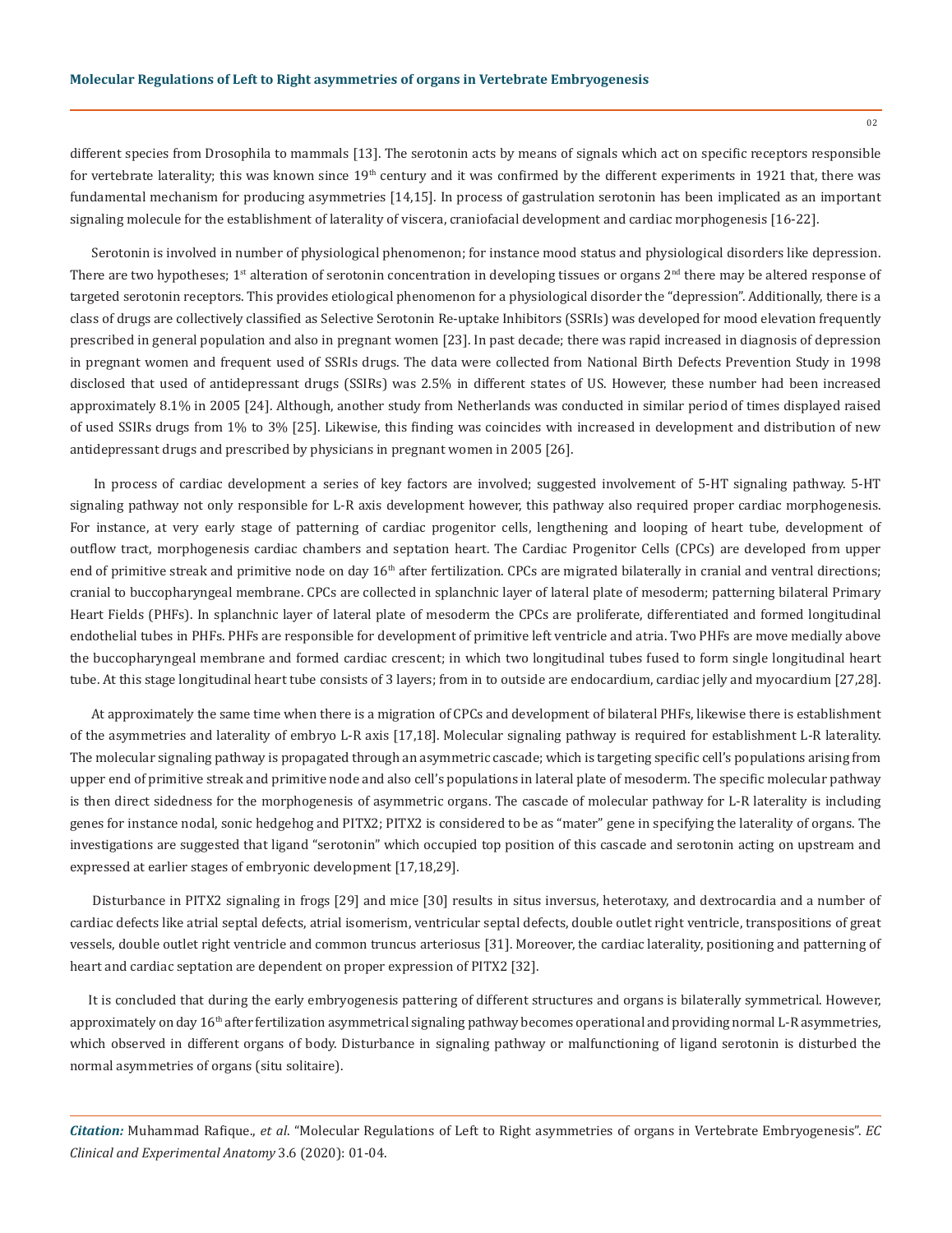different species from Drosophila to mammals [13]. The serotonin acts by means of signals which act on specific receptors responsible for vertebrate laterality; this was known since 19th century and it was confirmed by the different experiments in 1921 that, there was fundamental mechanism for producing asymmetries [14,15]. In process of gastrulation serotonin has been implicated as an important signaling molecule for the establishment of laterality of viscera, craniofacial development and cardiac morphogenesis [16-22].

Serotonin is involved in number of physiological phenomenon; for instance mood status and physiological disorders like depression. There are two hypotheses; 1st alteration of serotonin concentration in developing tissues or organs 2nd there may be altered response of targeted serotonin receptors. This provides etiological phenomenon for a physiological disorder the "depression". Additionally, there is a class of drugs are collectively classified as Selective Serotonin Re-uptake Inhibitors (SSRIs) was developed for mood elevation frequently prescribed in general population and also in pregnant women [23]. In past decade; there was rapid increased in diagnosis of depression in pregnant women and frequent used of SSRIs drugs. The data were collected from National Birth Defects Prevention Study in 1998 disclosed that used of antidepressant drugs (SSIRs) was 2.5% in different states of US. However, these number had been increased approximately 8.1% in 2005 [24]. Although, another study from Netherlands was conducted in similar period of times displayed raised of used SSIRs drugs from 1% to 3% [25]. Likewise, this finding was coincides with increased in development and distribution of new antidepressant drugs and prescribed by physicians in pregnant women in 2005 [26].

In process of cardiac development a series of key factors are involved; suggested involvement of 5-HT signaling pathway. 5-HT signaling pathway not only responsible for L-R axis development however, this pathway also required proper cardiac morphogenesis. For instance, at very early stage of patterning of cardiac progenitor cells, lengthening and looping of heart tube, development of outflow tract, morphogenesis cardiac chambers and septation heart. The Cardiac Progenitor Cells (CPCs) are developed from upper end of primitive streak and primitive node on day 16th after fertilization. CPCs are migrated bilaterally in cranial and ventral directions; cranial to buccopharyngeal membrane. CPCs are collected in splanchnic layer of lateral plate of mesoderm; patterning bilateral Primary Heart Fields (PHFs). In splanchnic layer of lateral plate of mesoderm the CPCs are proliferate, differentiated and formed longitudinal endothelial tubes in PHFs. PHFs are responsible for development of primitive left ventricle and atria. Two PHFs are move medially above the buccopharyngeal membrane and formed cardiac crescent; in which two longitudinal tubes fused to form single longitudinal heart tube. At this stage longitudinal heart tube consists of 3 layers; from in to outside are endocardium, cardiac jelly and myocardium [27,28].

At approximately the same time when there is a migration of CPCs and development of bilateral PHFs, likewise there is establishment of the asymmetries and laterality of embryo L-R axis [17,18]. Molecular signaling pathway is required for establishment L-R laterality. The molecular signaling pathway is propagated through an asymmetric cascade; which is targeting specific cell's populations arising from upper end of primitive streak and primitive node and also cell's populations in lateral plate of mesoderm. The specific molecular pathway is then direct sidedness for the morphogenesis of asymmetric organs. The cascade of molecular pathway for L-R laterality is including genes for instance nodal, sonic hedgehog and PITX2; PITX2 is considered to be as "mater" gene in specifying the laterality of organs. The investigations are suggested that ligand "serotonin" which occupied top position of this cascade and serotonin acting on upstream and expressed at earlier stages of embryonic development [17,18,29].

Disturbance in PITX2 signaling in frogs [29] and mice [30] results in situs inversus, heterotaxy, and dextrocardia and a number of cardiac defects like atrial septal defects, atrial isomerism, ventricular septal defects, double outlet right ventricle, transpositions of great vessels, double outlet right ventricle and common truncus arteriosus [31]. Moreover, the cardiac laterality, positioning and patterning of heart and cardiac septation are dependent on proper expression of PITX2 [32].

It is concluded that during the early embryogenesis pattering of different structures and organs is bilaterally symmetrical. However, approximately on day 16th after fertilization asymmetrical signaling pathway becomes operational and providing normal L-R asymmetries, which observed in different organs of body. Disturbance in signaling pathway or malfunctioning of ligand serotonin is disturbed the normal asymmetries of organs (situ solitaire).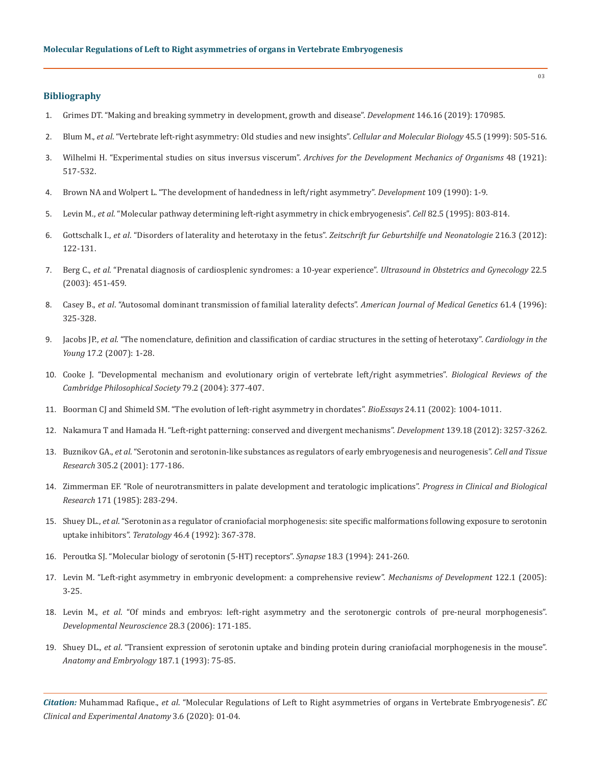## Bibliography

1. Grimes DT. "Making and breaking symmetry in development, growth and disease". *Development* 146.16 (2019): 170985.
2. Blum M., *et al*. "Vertebrate left-right asymmetry: Old studies and new insights". *Cellular and Molecular Biology* 45.5 (1999): 505-516.
3. Wilhelmi H. "Experimental studies on situs inversus viscerum". *Archives for the Development Mechanics of Organisms* 48 (1921): 517-532.
4. Brown NA and Wolpert L. "The development of handedness in left/right asymmetry". *Development* 109 (1990): 1-9.
5. Levin M., *et al.* "Molecular pathway determining left-right asymmetry in chick embryogenesis". *Cell* 82.5 (1995): 803-814.
6. Gottschalk I., *et al*. "Disorders of laterality and heterotaxy in the fetus". *Zeitschrift fur Geburtshilfe und Neonatologie* 216.3 (2012): 122-131.
7. Berg C., *et al*. "Prenatal diagnosis of cardiosplenic syndromes: a 10-year experience". *Ultrasound in Obstetrics and Gynecology* 22.5 (2003): 451-459.
8. Casey B., *et al*. "Autosomal dominant transmission of familial laterality defects". *American Journal of Medical Genetics* 61.4 (1996): 325-328.
9. Jacobs JP., *et al*. "The nomenclature, definition and classification of cardiac structures in the setting of heterotaxy". *Cardiology in the Young* 17.2 (2007): 1-28.
10. Cooke J. "Developmental mechanism and evolutionary origin of vertebrate left/right asymmetries". *Biological Reviews of the Cambridge Philosophical Society* 79.2 (2004): 377-407.
11. Boorman CJ and Shimeld SM. "The evolution of left-right asymmetry in chordates". *BioEssays* 24.11 (2002): 1004-1011.
12. Nakamura T and Hamada H. "Left-right patterning: conserved and divergent mechanisms". *Development* 139.18 (2012): 3257-3262.
13. Buznikov GA., *et al*. "Serotonin and serotonin-like substances as regulators of early embryogenesis and neurogenesis". *Cell and Tissue Research* 305.2 (2001): 177-186.
14. Zimmerman EF. "Role of neurotransmitters in palate development and teratologic implications". *Progress in Clinical and Biological Research* 171 (1985): 283-294.
15. Shuey DL., *et al*. "Serotonin as a regulator of craniofacial morphogenesis: site specific malformations following exposure to serotonin uptake inhibitors". *Teratology* 46.4 (1992): 367-378.
16. Peroutka SJ. "Molecular biology of serotonin (5-HT) receptors". *Synapse* 18.3 (1994): 241-260.
17. Levin M. "Left-right asymmetry in embryonic development: a comprehensive review". *Mechanisms of Development* 122.1 (2005): 3-25.
18. Levin M., *et al*. "Of minds and embryos: left-right asymmetry and the serotonergic controls of pre-neural morphogenesis". *Developmental Neuroscience* 28.3 (2006): 171-185.
19. Shuey DL., *et al*. "Transient expression of serotonin uptake and binding protein during craniofacial morphogenesis in the mouse". *Anatomy and Embryology* 187.1 (1993): 75-85.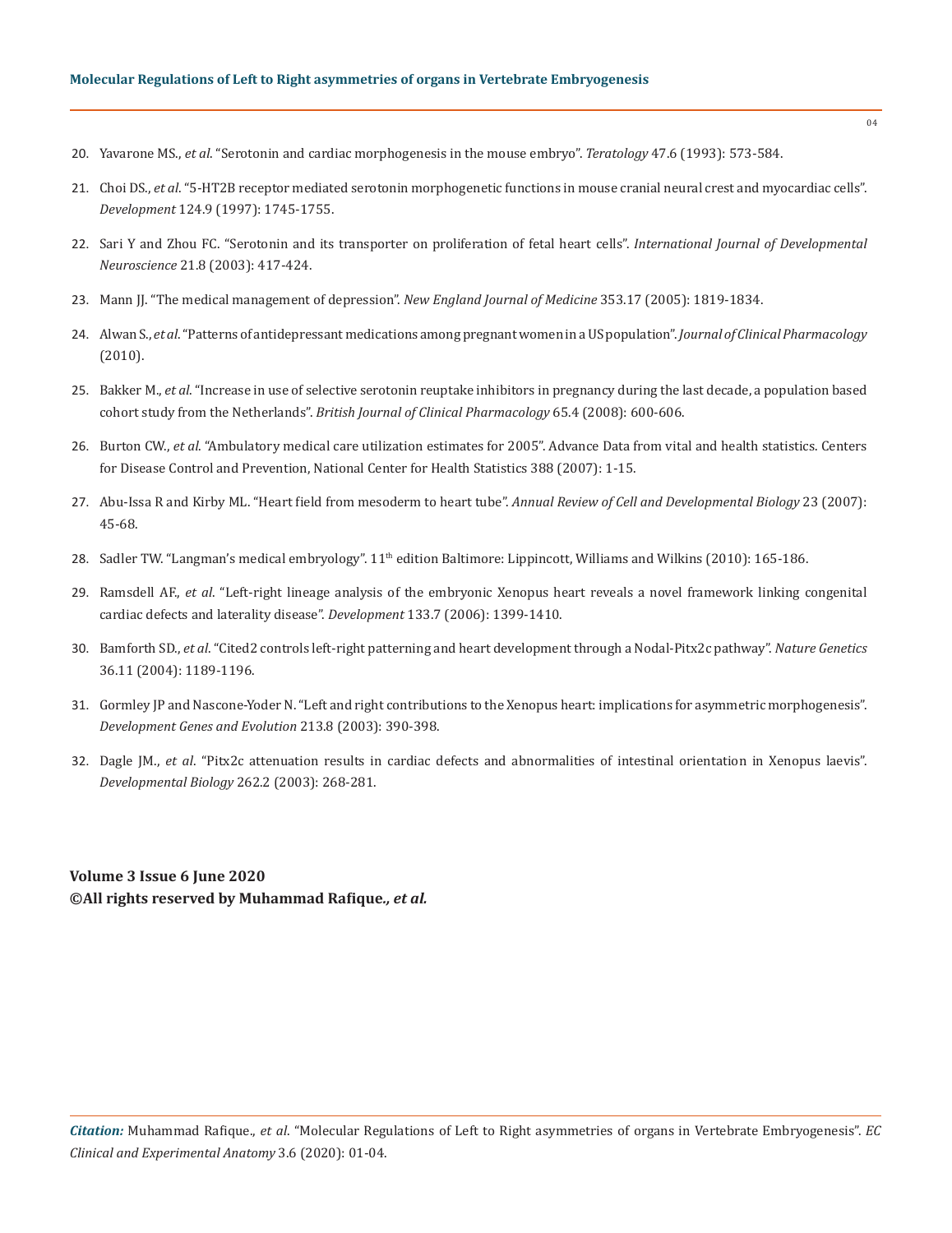20. Yavarone MS., *et al*. "Serotonin and cardiac morphogenesis in the mouse embryo". *Teratology* 47.6 (1993): 573-584.

21. Choi DS., *et al*. "5-HT2B receptor mediated serotonin morphogenetic functions in mouse cranial neural crest and myocardiac cells". *Development* 124.9 (1997): 1745-1755.

22. Sari Y and Zhou FC. "Serotonin and its transporter on proliferation of fetal heart cells". *International Journal of Developmental Neuroscience* 21.8 (2003): 417-424.

23. Mann JJ. "The medical management of depression". *New England Journal of Medicine* 353.17 (2005): 1819-1834.

24. Alwan S., *et al*. "Patterns of antidepressant medications among pregnant women in a US population". *Journal of Clinical Pharmacology* (2010).

25. Bakker M., *et al*. "Increase in use of selective serotonin reuptake inhibitors in pregnancy during the last decade, a population based cohort study from the Netherlands". *British Journal of Clinical Pharmacology* 65.4 (2008): 600-606.

26. Burton CW., *et al*. "Ambulatory medical care utilization estimates for 2005". Advance Data from vital and health statistics. Centers for Disease Control and Prevention, National Center for Health Statistics 388 (2007): 1-15.

27. Abu-Issa R and Kirby ML. "Heart field from mesoderm to heart tube". *Annual Review of Cell and Developmental Biology* 23 (2007): 45-68.

28. Sadler TW. "Langman's medical embryology". 11th edition Baltimore: Lippincott, Williams and Wilkins (2010): 165-186.

29. Ramsdell AF., *et al*. "Left-right lineage analysis of the embryonic Xenopus heart reveals a novel framework linking congenital cardiac defects and laterality disease". *Development* 133.7 (2006): 1399-1410.

30. Bamforth SD., *et al*. "Cited2 controls left-right patterning and heart development through a Nodal-Pitx2c pathway". *Nature Genetics* 36.11 (2004): 1189-1196.

31. Gormley JP and Nascone-Yoder N. "Left and right contributions to the Xenopus heart: implications for asymmetric morphogenesis". *Development Genes and Evolution* 213.8 (2003): 390-398.

32. Dagle JM., *et al*. "Pitx2c attenuation results in cardiac defects and abnormalities of intestinal orientation in Xenopus laevis". *Developmental Biology* 262.2 (2003): 268-281.

**Volume 3 Issue 6 June 2020**
**©All rights reserved by Muhammad Rafique*., et al.***